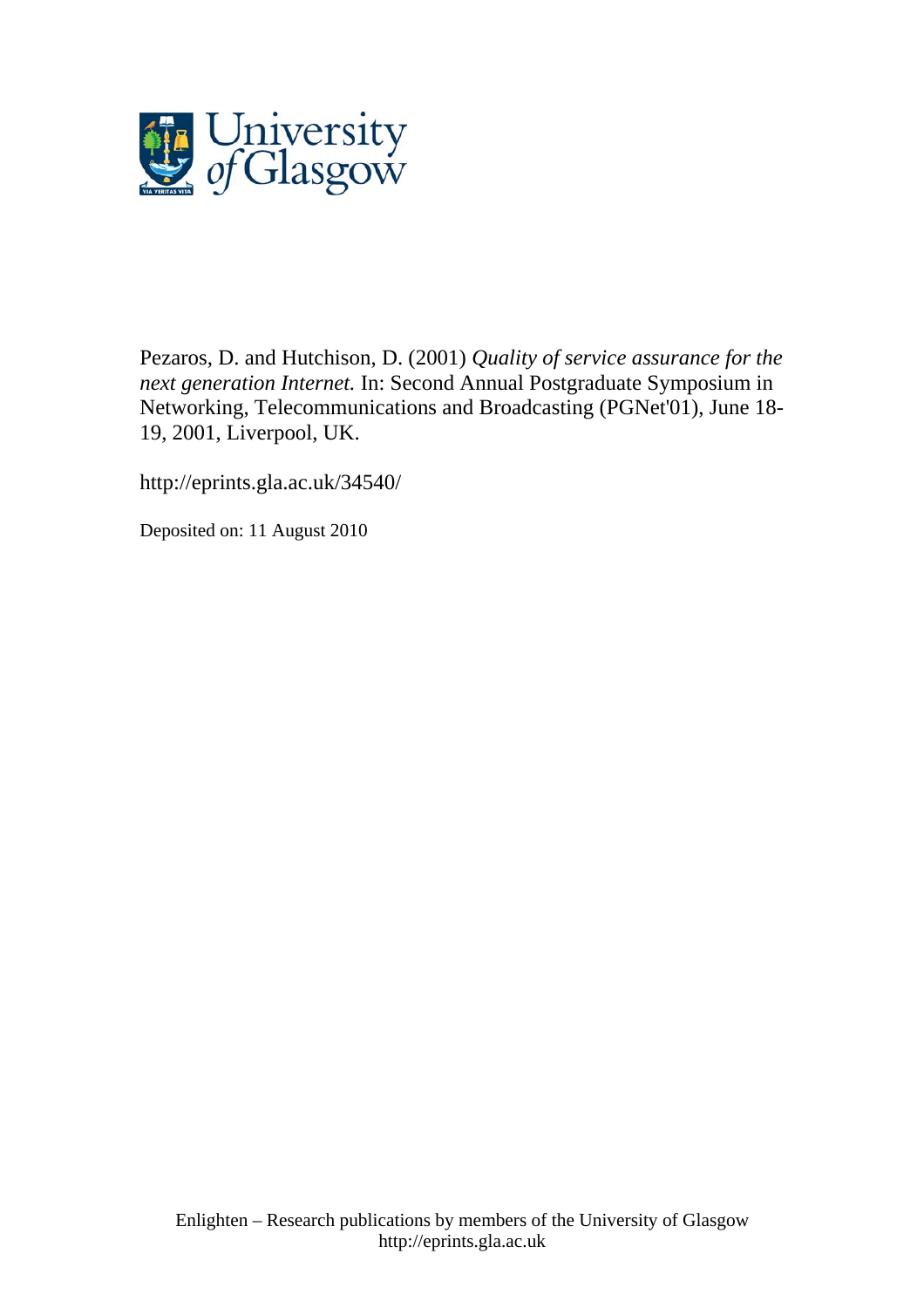Pezaros, D. and Hutchison, D. (2001) *Quality of service assurance for the next generation Internet.* In: Second Annual Postgraduate Symposium in Networking, Telecommunications and Broadcasting (PGNet'01), June 18-19, 2001, Liverpool, UK.

http://eprints.gla.ac.uk/34540/

Deposited on: 11 August 2010

Enlighten – Research publications by members of the University of Glasgow
http://eprints.gla.ac.uk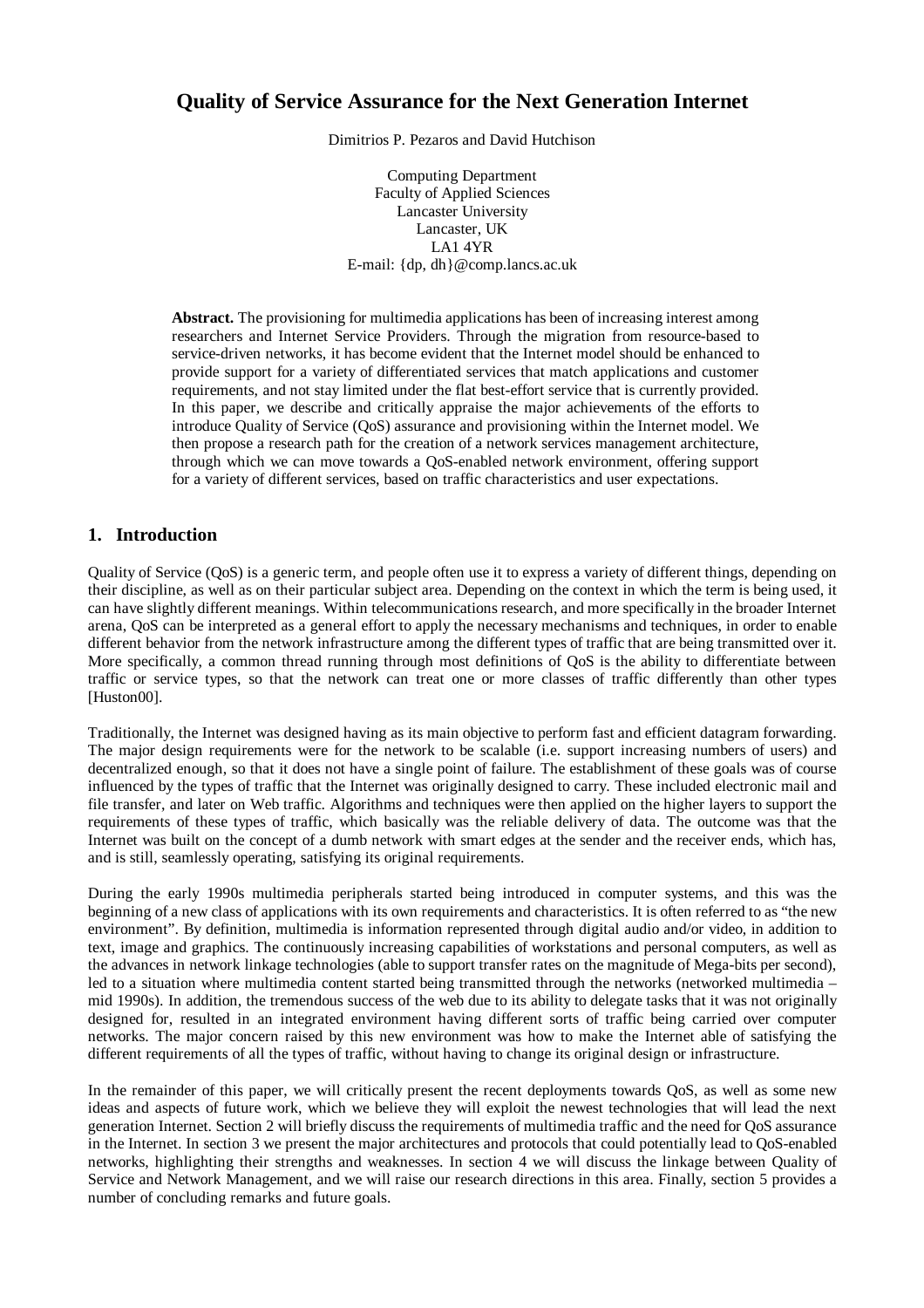# Quality of Service Assurance for the Next Generation Internet

Dimitrios P. Pezaros and David Hutchison

Computing Department  
Faculty of Applied Sciences  
Lancaster University  
Lancaster, UK  
LA1 4YR  
E-mail: {dp, dh}@comp.lancs.ac.uk

**Abstract.** The provisioning for multimedia applications has been of increasing interest among researchers and Internet Service Providers. Through the migration from resource-based to service-driven networks, it has become evident that the Internet model should be enhanced to provide support for a variety of differentiated services that match applications and customer requirements, and not stay limited under the flat best-effort service that is currently provided. In this paper, we describe and critically appraise the major achievements of the efforts to introduce Quality of Service (QoS) assurance and provisioning within the Internet model. We then propose a research path for the creation of a network services management architecture, through which we can move towards a QoS-enabled network environment, offering support for a variety of different services, based on traffic characteristics and user expectations.

## 1. Introduction

Quality of Service (QoS) is a generic term, and people often use it to express a variety of different things, depending on their discipline, as well as on their particular subject area. Depending on the context in which the term is being used, it can have slightly different meanings. Within telecommunications research, and more specifically in the broader Internet arena, QoS can be interpreted as a general effort to apply the necessary mechanisms and techniques, in order to enable different behavior from the network infrastructure among the different types of traffic that are being transmitted over it. More specifically, a common thread running through most definitions of QoS is the ability to differentiate between traffic or service types, so that the network can treat one or more classes of traffic differently than other types [Huston00].

Traditionally, the Internet was designed having as its main objective to perform fast and efficient datagram forwarding. The major design requirements were for the network to be scalable (i.e. support increasing numbers of users) and decentralized enough, so that it does not have a single point of failure. The establishment of these goals was of course influenced by the types of traffic that the Internet was originally designed to carry. These included electronic mail and file transfer, and later on Web traffic. Algorithms and techniques were then applied on the higher layers to support the requirements of these types of traffic, which basically was the reliable delivery of data. The outcome was that the Internet was built on the concept of a dumb network with smart edges at the sender and the receiver ends, which has, and is still, seamlessly operating, satisfying its original requirements.

During the early 1990s multimedia peripherals started being introduced in computer systems, and this was the beginning of a new class of applications with its own requirements and characteristics. It is often referred to as "the new environment". By definition, multimedia is information represented through digital audio and/or video, in addition to text, image and graphics. The continuously increasing capabilities of workstations and personal computers, as well as the advances in network linkage technologies (able to support transfer rates on the magnitude of Mega-bits per second), led to a situation where multimedia content started being transmitted through the networks (networked multimedia – mid 1990s). In addition, the tremendous success of the web due to its ability to delegate tasks that it was not originally designed for, resulted in an integrated environment having different sorts of traffic being carried over computer networks. The major concern raised by this new environment was how to make the Internet able of satisfying the different requirements of all the types of traffic, without having to change its original design or infrastructure.

In the remainder of this paper, we will critically present the recent deployments towards QoS, as well as some new ideas and aspects of future work, which we believe they will exploit the newest technologies that will lead the next generation Internet. Section 2 will briefly discuss the requirements of multimedia traffic and the need for QoS assurance in the Internet. In section 3 we present the major architectures and protocols that could potentially lead to QoS-enabled networks, highlighting their strengths and weaknesses. In section 4 we will discuss the linkage between Quality of Service and Network Management, and we will raise our research directions in this area. Finally, section 5 provides a number of concluding remarks and future goals.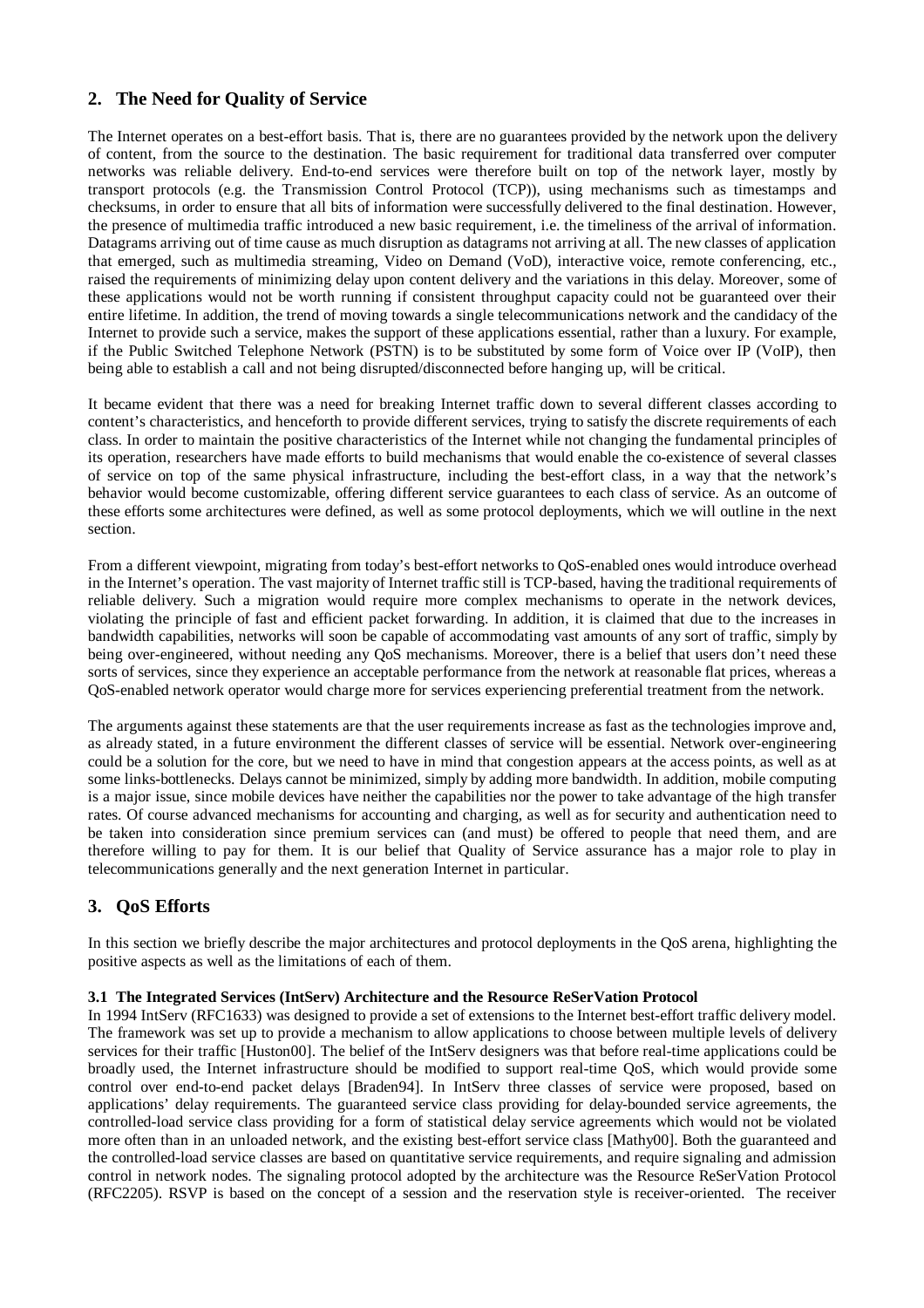## 2. The Need for Quality of Service

The Internet operates on a best-effort basis. That is, there are no guarantees provided by the network upon the delivery of content, from the source to the destination. The basic requirement for traditional data transferred over computer networks was reliable delivery. End-to-end services were therefore built on top of the network layer, mostly by transport protocols (e.g. the Transmission Control Protocol (TCP)), using mechanisms such as timestamps and checksums, in order to ensure that all bits of information were successfully delivered to the final destination. However, the presence of multimedia traffic introduced a new basic requirement, i.e. the timeliness of the arrival of information. Datagrams arriving out of time cause as much disruption as datagrams not arriving at all. The new classes of application that emerged, such as multimedia streaming, Video on Demand (VoD), interactive voice, remote conferencing, etc., raised the requirements of minimizing delay upon content delivery and the variations in this delay. Moreover, some of these applications would not be worth running if consistent throughput capacity could not be guaranteed over their entire lifetime. In addition, the trend of moving towards a single telecommunications network and the candidacy of the Internet to provide such a service, makes the support of these applications essential, rather than a luxury. For example, if the Public Switched Telephone Network (PSTN) is to be substituted by some form of Voice over IP (VoIP), then being able to establish a call and not being disrupted/disconnected before hanging up, will be critical.

It became evident that there was a need for breaking Internet traffic down to several different classes according to content's characteristics, and henceforth to provide different services, trying to satisfy the discrete requirements of each class. In order to maintain the positive characteristics of the Internet while not changing the fundamental principles of its operation, researchers have made efforts to build mechanisms that would enable the co-existence of several classes of service on top of the same physical infrastructure, including the best-effort class, in a way that the network's behavior would become customizable, offering different service guarantees to each class of service. As an outcome of these efforts some architectures were defined, as well as some protocol deployments, which we will outline in the next section.

From a different viewpoint, migrating from today's best-effort networks to QoS-enabled ones would introduce overhead in the Internet's operation. The vast majority of Internet traffic still is TCP-based, having the traditional requirements of reliable delivery. Such a migration would require more complex mechanisms to operate in the network devices, violating the principle of fast and efficient packet forwarding. In addition, it is claimed that due to the increases in bandwidth capabilities, networks will soon be capable of accommodating vast amounts of any sort of traffic, simply by being over-engineered, without needing any QoS mechanisms. Moreover, there is a belief that users don't need these sorts of services, since they experience an acceptable performance from the network at reasonable flat prices, whereas a QoS-enabled network operator would charge more for services experiencing preferential treatment from the network.

The arguments against these statements are that the user requirements increase as fast as the technologies improve and, as already stated, in a future environment the different classes of service will be essential. Network over-engineering could be a solution for the core, but we need to have in mind that congestion appears at the access points, as well as at some links-bottlenecks. Delays cannot be minimized, simply by adding more bandwidth. In addition, mobile computing is a major issue, since mobile devices have neither the capabilities nor the power to take advantage of the high transfer rates. Of course advanced mechanisms for accounting and charging, as well as for security and authentication need to be taken into consideration since premium services can (and must) be offered to people that need them, and are therefore willing to pay for them. It is our belief that Quality of Service assurance has a major role to play in telecommunications generally and the next generation Internet in particular.

## 3. QoS Efforts

In this section we briefly describe the major architectures and protocol deployments in the QoS arena, highlighting the positive aspects as well as the limitations of each of them.

### 3.1 The Integrated Services (IntServ) Architecture and the Resource ReSerVation Protocol

In 1994 IntServ (RFC1633) was designed to provide a set of extensions to the Internet best-effort traffic delivery model. The framework was set up to provide a mechanism to allow applications to choose between multiple levels of delivery services for their traffic [Huston00]. The belief of the IntServ designers was that before real-time applications could be broadly used, the Internet infrastructure should be modified to support real-time QoS, which would provide some control over end-to-end packet delays [Braden94]. In IntServ three classes of service were proposed, based on applications' delay requirements. The guaranteed service class providing for delay-bounded service agreements, the controlled-load service class providing for a form of statistical delay service agreements which would not be violated more often than in an unloaded network, and the existing best-effort service class [Mathy00]. Both the guaranteed and the controlled-load service classes are based on quantitative service requirements, and require signaling and admission control in network nodes. The signaling protocol adopted by the architecture was the Resource ReSerVation Protocol (RFC2205). RSVP is based on the concept of a session and the reservation style is receiver-oriented. The receiver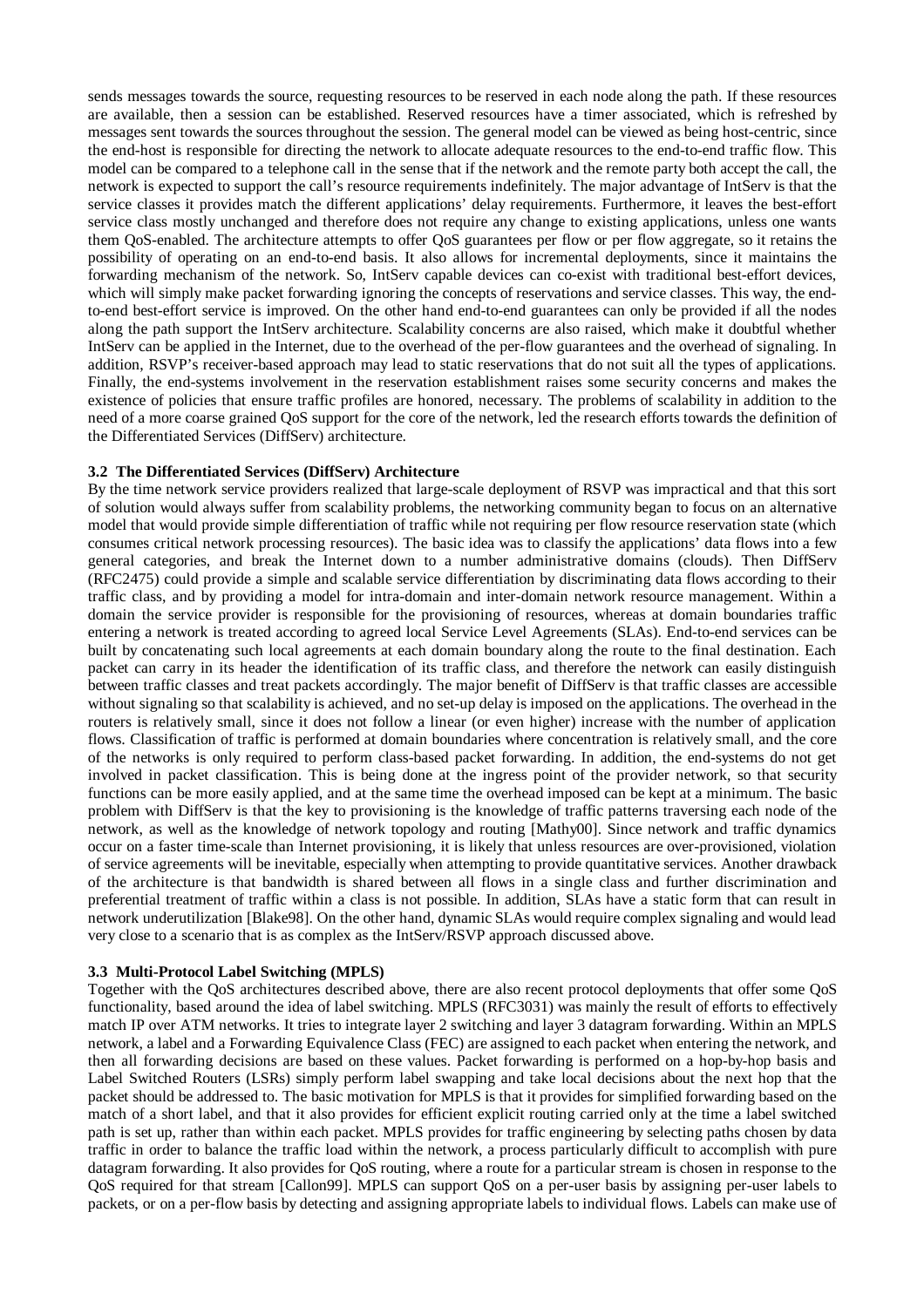sends messages towards the source, requesting resources to be reserved in each node along the path. If these resources are available, then a session can be established. Reserved resources have a timer associated, which is refreshed by messages sent towards the sources throughout the session. The general model can be viewed as being host-centric, since the end-host is responsible for directing the network to allocate adequate resources to the end-to-end traffic flow. This model can be compared to a telephone call in the sense that if the network and the remote party both accept the call, the network is expected to support the call's resource requirements indefinitely. The major advantage of IntServ is that the service classes it provides match the different applications' delay requirements. Furthermore, it leaves the best-effort service class mostly unchanged and therefore does not require any change to existing applications, unless one wants them QoS-enabled. The architecture attempts to offer QoS guarantees per flow or per flow aggregate, so it retains the possibility of operating on an end-to-end basis. It also allows for incremental deployments, since it maintains the forwarding mechanism of the network. So, IntServ capable devices can co-exist with traditional best-effort devices, which will simply make packet forwarding ignoring the concepts of reservations and service classes. This way, the end-to-end best-effort service is improved. On the other hand end-to-end guarantees can only be provided if all the nodes along the path support the IntServ architecture. Scalability concerns are also raised, which make it doubtful whether IntServ can be applied in the Internet, due to the overhead of the per-flow guarantees and the overhead of signaling. In addition, RSVP's receiver-based approach may lead to static reservations that do not suit all the types of applications. Finally, the end-systems involvement in the reservation establishment raises some security concerns and makes the existence of policies that ensure traffic profiles are honored, necessary. The problems of scalability in addition to the need of a more coarse grained QoS support for the core of the network, led the research efforts towards the definition of the Differentiated Services (DiffServ) architecture.

### 3.2 The Differentiated Services (DiffServ) Architecture

By the time network service providers realized that large-scale deployment of RSVP was impractical and that this sort of solution would always suffer from scalability problems, the networking community began to focus on an alternative model that would provide simple differentiation of traffic while not requiring per flow resource reservation state (which consumes critical network processing resources). The basic idea was to classify the applications' data flows into a few general categories, and break the Internet down to a number administrative domains (clouds). Then DiffServ (RFC2475) could provide a simple and scalable service differentiation by discriminating data flows according to their traffic class, and by providing a model for intra-domain and inter-domain network resource management. Within a domain the service provider is responsible for the provisioning of resources, whereas at domain boundaries traffic entering a network is treated according to agreed local Service Level Agreements (SLAs). End-to-end services can be built by concatenating such local agreements at each domain boundary along the route to the final destination. Each packet can carry in its header the identification of its traffic class, and therefore the network can easily distinguish between traffic classes and treat packets accordingly. The major benefit of DiffServ is that traffic classes are accessible without signaling so that scalability is achieved, and no set-up delay is imposed on the applications. The overhead in the routers is relatively small, since it does not follow a linear (or even higher) increase with the number of application flows. Classification of traffic is performed at domain boundaries where concentration is relatively small, and the core of the networks is only required to perform class-based packet forwarding. In addition, the end-systems do not get involved in packet classification. This is being done at the ingress point of the provider network, so that security functions can be more easily applied, and at the same time the overhead imposed can be kept at a minimum. The basic problem with DiffServ is that the key to provisioning is the knowledge of traffic patterns traversing each node of the network, as well as the knowledge of network topology and routing [Mathy00]. Since network and traffic dynamics occur on a faster time-scale than Internet provisioning, it is likely that unless resources are over-provisioned, violation of service agreements will be inevitable, especially when attempting to provide quantitative services. Another drawback of the architecture is that bandwidth is shared between all flows in a single class and further discrimination and preferential treatment of traffic within a class is not possible. In addition, SLAs have a static form that can result in network underutilization [Blake98]. On the other hand, dynamic SLAs would require complex signaling and would lead very close to a scenario that is as complex as the IntServ/RSVP approach discussed above.

### 3.3 Multi-Protocol Label Switching (MPLS)

Together with the QoS architectures described above, there are also recent protocol deployments that offer some QoS functionality, based around the idea of label switching. MPLS (RFC3031) was mainly the result of efforts to effectively match IP over ATM networks. It tries to integrate layer 2 switching and layer 3 datagram forwarding. Within an MPLS network, a label and a Forwarding Equivalence Class (FEC) are assigned to each packet when entering the network, and then all forwarding decisions are based on these values. Packet forwarding is performed on a hop-by-hop basis and Label Switched Routers (LSRs) simply perform label swapping and take local decisions about the next hop that the packet should be addressed to. The basic motivation for MPLS is that it provides for simplified forwarding based on the match of a short label, and that it also provides for efficient explicit routing carried only at the time a label switched path is set up, rather than within each packet. MPLS provides for traffic engineering by selecting paths chosen by data traffic in order to balance the traffic load within the network, a process particularly difficult to accomplish with pure datagram forwarding. It also provides for QoS routing, where a route for a particular stream is chosen in response to the QoS required for that stream [Callon99]. MPLS can support QoS on a per-user basis by assigning per-user labels to packets, or on a per-flow basis by detecting and assigning appropriate labels to individual flows. Labels can make use of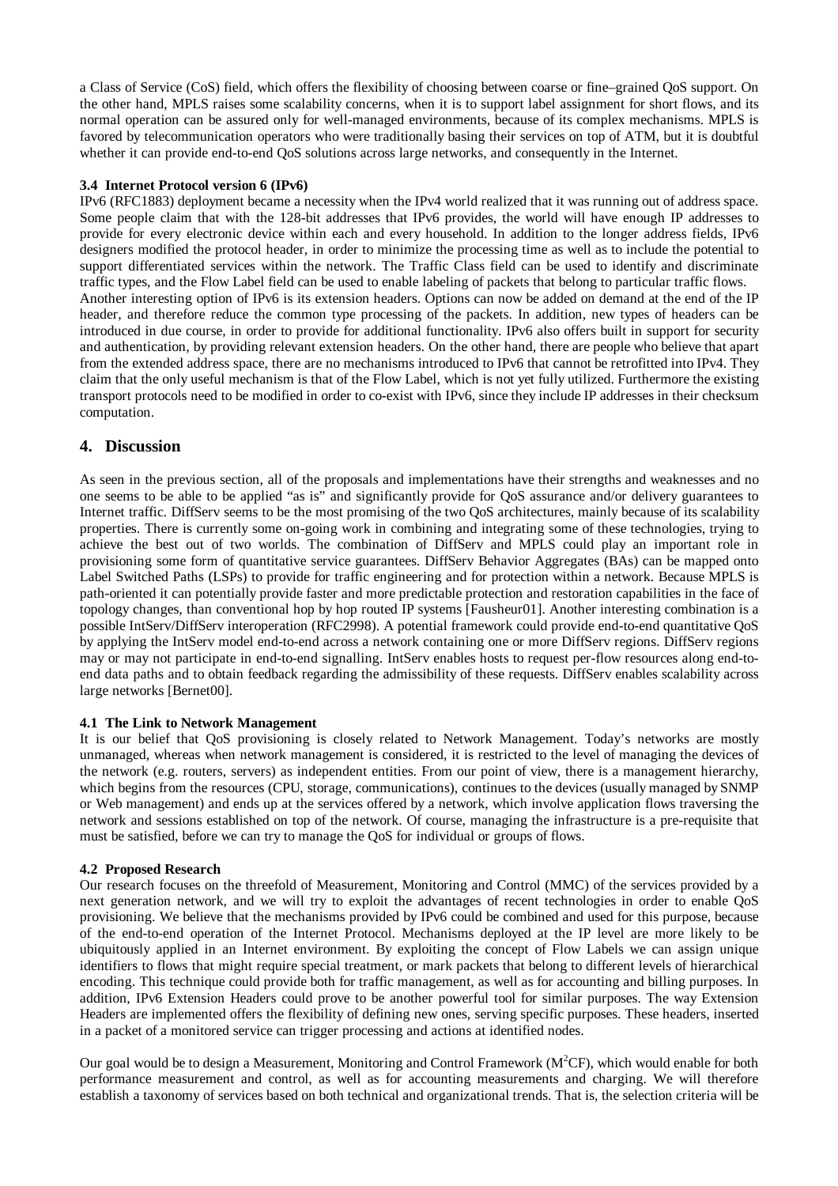a Class of Service (CoS) field, which offers the flexibility of choosing between coarse or fine–grained QoS support. On the other hand, MPLS raises some scalability concerns, when it is to support label assignment for short flows, and its normal operation can be assured only for well-managed environments, because of its complex mechanisms. MPLS is favored by telecommunication operators who were traditionally basing their services on top of ATM, but it is doubtful whether it can provide end-to-end QoS solutions across large networks, and consequently in the Internet.

### 3.4 Internet Protocol version 6 (IPv6)

IPv6 (RFC1883) deployment became a necessity when the IPv4 world realized that it was running out of address space. Some people claim that with the 128-bit addresses that IPv6 provides, the world will have enough IP addresses to provide for every electronic device within each and every household. In addition to the longer address fields, IPv6 designers modified the protocol header, in order to minimize the processing time as well as to include the potential to support differentiated services within the network. The Traffic Class field can be used to identify and discriminate traffic types, and the Flow Label field can be used to enable labeling of packets that belong to particular traffic flows.
Another interesting option of IPv6 is its extension headers. Options can now be added on demand at the end of the IP header, and therefore reduce the common type processing of the packets. In addition, new types of headers can be introduced in due course, in order to provide for additional functionality. IPv6 also offers built in support for security and authentication, by providing relevant extension headers. On the other hand, there are people who believe that apart from the extended address space, there are no mechanisms introduced to IPv6 that cannot be retrofitted into IPv4. They claim that the only useful mechanism is that of the Flow Label, which is not yet fully utilized. Furthermore the existing transport protocols need to be modified in order to co-exist with IPv6, since they include IP addresses in their checksum computation.

## 4. Discussion

As seen in the previous section, all of the proposals and implementations have their strengths and weaknesses and no one seems to be able to be applied "as is" and significantly provide for QoS assurance and/or delivery guarantees to Internet traffic. DiffServ seems to be the most promising of the two QoS architectures, mainly because of its scalability properties. There is currently some on-going work in combining and integrating some of these technologies, trying to achieve the best out of two worlds. The combination of DiffServ and MPLS could play an important role in provisioning some form of quantitative service guarantees. DiffServ Behavior Aggregates (BAs) can be mapped onto Label Switched Paths (LSPs) to provide for traffic engineering and for protection within a network. Because MPLS is path-oriented it can potentially provide faster and more predictable protection and restoration capabilities in the face of topology changes, than conventional hop by hop routed IP systems [Fausheur01]. Another interesting combination is a possible IntServ/DiffServ interoperation (RFC2998). A potential framework could provide end-to-end quantitative QoS by applying the IntServ model end-to-end across a network containing one or more DiffServ regions. DiffServ regions may or may not participate in end-to-end signalling. IntServ enables hosts to request per-flow resources along end-to-end data paths and to obtain feedback regarding the admissibility of these requests. DiffServ enables scalability across large networks [Bernet00].

### 4.1 The Link to Network Management

It is our belief that QoS provisioning is closely related to Network Management. Today's networks are mostly unmanaged, whereas when network management is considered, it is restricted to the level of managing the devices of the network (e.g. routers, servers) as independent entities. From our point of view, there is a management hierarchy, which begins from the resources (CPU, storage, communications), continues to the devices (usually managed by SNMP or Web management) and ends up at the services offered by a network, which involve application flows traversing the network and sessions established on top of the network. Of course, managing the infrastructure is a pre-requisite that must be satisfied, before we can try to manage the QoS for individual or groups of flows.

### 4.2 Proposed Research

Our research focuses on the threefold of Measurement, Monitoring and Control (MMC) of the services provided by a next generation network, and we will try to exploit the advantages of recent technologies in order to enable QoS provisioning. We believe that the mechanisms provided by IPv6 could be combined and used for this purpose, because of the end-to-end operation of the Internet Protocol. Mechanisms deployed at the IP level are more likely to be ubiquitously applied in an Internet environment. By exploiting the concept of Flow Labels we can assign unique identifiers to flows that might require special treatment, or mark packets that belong to different levels of hierarchical encoding. This technique could provide both for traffic management, as well as for accounting and billing purposes. In addition, IPv6 Extension Headers could prove to be another powerful tool for similar purposes. The way Extension Headers are implemented offers the flexibility of defining new ones, serving specific purposes. These headers, inserted in a packet of a monitored service can trigger processing and actions at identified nodes.

Our goal would be to design a Measurement, Monitoring and Control Framework ($M^2CF$), which would enable for both performance measurement and control, as well as for accounting measurements and charging. We will therefore establish a taxonomy of services based on both technical and organizational trends. That is, the selection criteria will be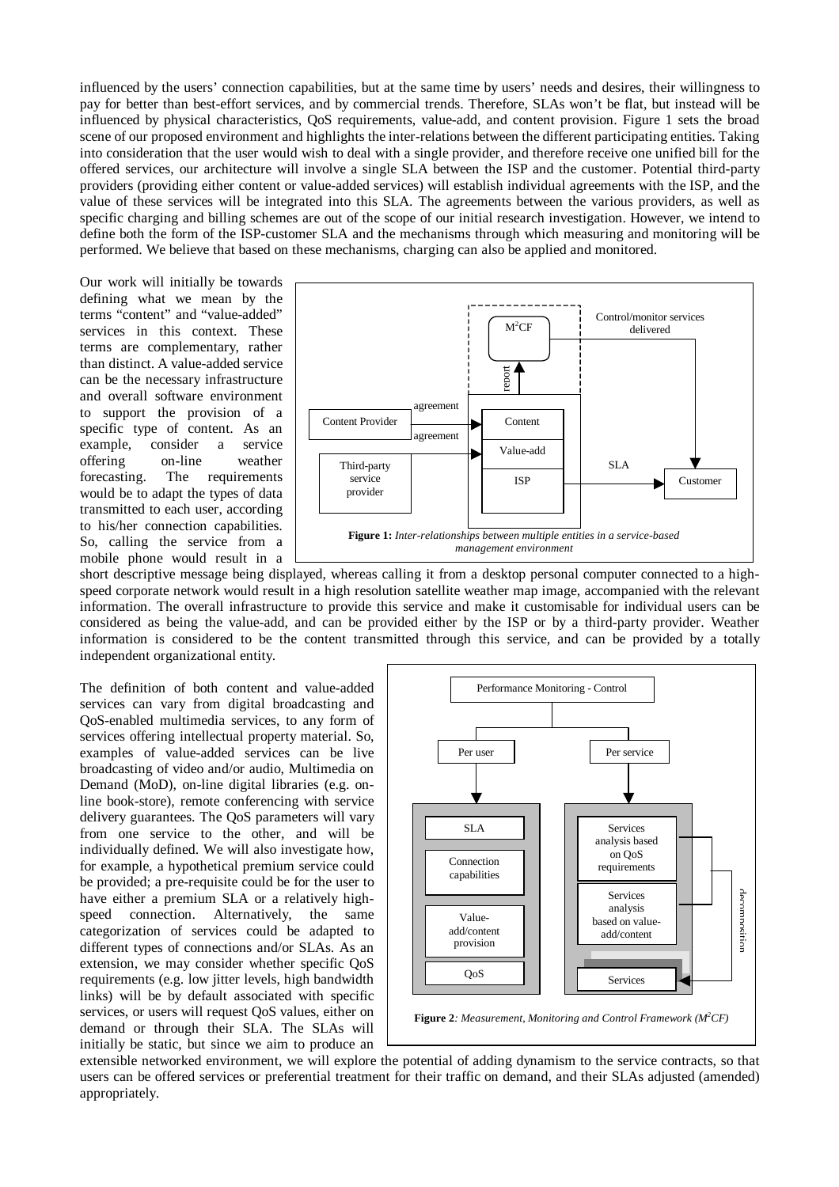influenced by the users' connection capabilities, but at the same time by users' needs and desires, their willingness to pay for better than best-effort services, and by commercial trends. Therefore, SLAs won't be flat, but instead will be influenced by physical characteristics, QoS requirements, value-add, and content provision. Figure 1 sets the broad scene of our proposed environment and highlights the inter-relations between the different participating entities. Taking into consideration that the user would wish to deal with a single provider, and therefore receive one unified bill for the offered services, our architecture will involve a single SLA between the ISP and the customer. Potential third-party providers (providing either content or value-added services) will establish individual agreements with the ISP, and the value of these services will be integrated into this SLA. The agreements between the various providers, as well as specific charging and billing schemes are out of the scope of our initial research investigation. However, we intend to define both the form of the ISP-customer SLA and the mechanisms through which measuring and monitoring will be performed. We believe that based on these mechanisms, charging can also be applied and monitored.

Our work will initially be towards defining what we mean by the terms "content" and "value-added" services in this context. These terms are complementary, rather than distinct. A value-added service can be the necessary infrastructure and overall software environment to support the provision of a specific type of content. As an example, consider a service offering on-line weather forecasting. The requirements would be to adapt the types of data transmitted to each user, according to his/her connection capabilities. So, calling the service from a mobile phone would result in a short descriptive message being displayed, whereas calling it from a desktop personal computer connected to a high-speed corporate network would result in a high resolution satellite weather map image, accompanied with the relevant information. The overall infrastructure to provide this service and make it customisable for individual users can be considered as being the value-add, and can be provided either by the ISP or by a third-party provider. Weather information is considered to be the content transmitted through this service, and can be provided by a totally independent organizational entity.

**Figure 1:** *Inter-relationships between multiple entities in a service-based management environment*

The definition of both content and value-added services can vary from digital broadcasting and QoS-enabled multimedia services, to any form of services offering intellectual property material. So, examples of value-added services can be live broadcasting of video and/or audio, Multimedia on Demand (MoD), on-line digital libraries (e.g. on-line book-store), remote conferencing with service delivery guarantees. The QoS parameters will vary from one service to the other, and will be individually defined. We will also investigate how, for example, a hypothetical premium service could be provided; a pre-requisite could be for the user to have either a premium SLA or a relatively high-speed connection. Alternatively, the same categorization of services could be adapted to different types of connections and/or SLAs. As an extension, we may consider whether specific QoS requirements (e.g. low jitter levels, high bandwidth links) will be by default associated with specific services, or users will request QoS values, either on demand or through their SLA. The SLAs will initially be static, but since we aim to produce an extensible networked environment, we will explore the potential of adding dynamism to the service contracts, so that users can be offered services or preferential treatment for their traffic on demand, and their SLAs adjusted (amended) appropriately.

**Figure 2**: *Measurement, Monitoring and Control Framework ($M^2CF$)*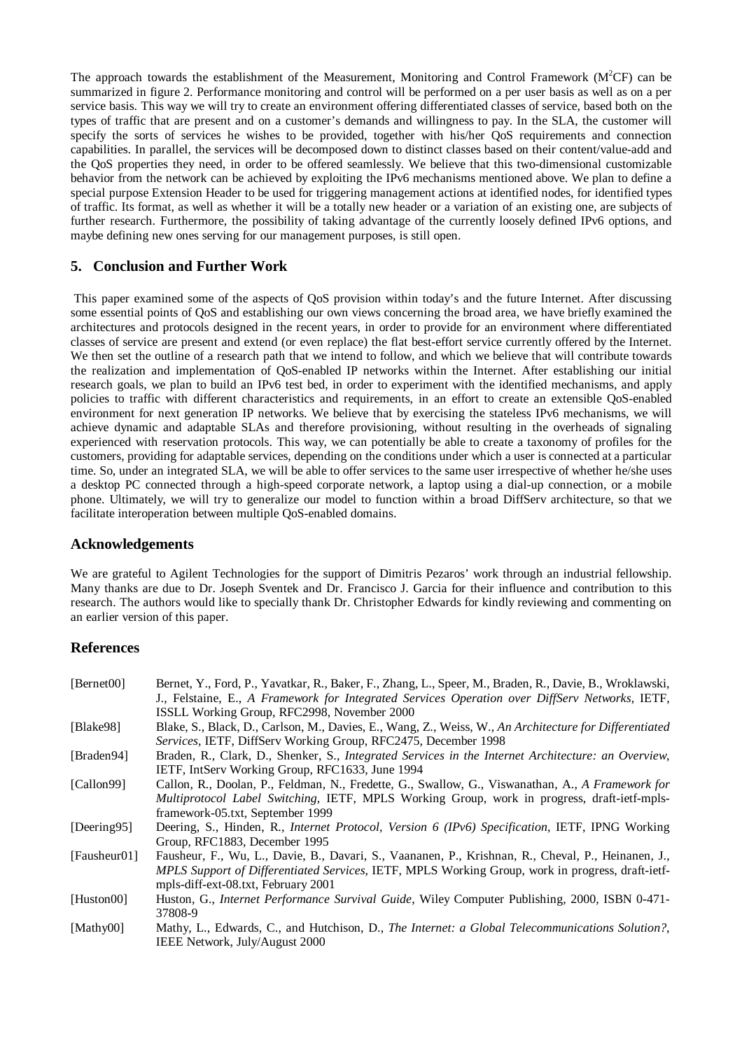The approach towards the establishment of the Measurement, Monitoring and Control Framework ($M^2CF$) can be summarized in figure 2. Performance monitoring and control will be performed on a per user basis as well as on a per service basis. This way we will try to create an environment offering differentiated classes of service, based both on the types of traffic that are present and on a customer's demands and willingness to pay. In the SLA, the customer will specify the sorts of services he wishes to be provided, together with his/her QoS requirements and connection capabilities. In parallel, the services will be decomposed down to distinct classes based on their content/value-add and the QoS properties they need, in order to be offered seamlessly. We believe that this two-dimensional customizable behavior from the network can be achieved by exploiting the IPv6 mechanisms mentioned above. We plan to define a special purpose Extension Header to be used for triggering management actions at identified nodes, for identified types of traffic. Its format, as well as whether it will be a totally new header or a variation of an existing one, are subjects of further research. Furthermore, the possibility of taking advantage of the currently loosely defined IPv6 options, and maybe defining new ones serving for our management purposes, is still open.

## 5. Conclusion and Further Work

This paper examined some of the aspects of QoS provision within today's and the future Internet. After discussing some essential points of QoS and establishing our own views concerning the broad area, we have briefly examined the architectures and protocols designed in the recent years, in order to provide for an environment where differentiated classes of service are present and extend (or even replace) the flat best-effort service currently offered by the Internet. We then set the outline of a research path that we intend to follow, and which we believe that will contribute towards the realization and implementation of QoS-enabled IP networks within the Internet. After establishing our initial research goals, we plan to build an IPv6 test bed, in order to experiment with the identified mechanisms, and apply policies to traffic with different characteristics and requirements, in an effort to create an extensible QoS-enabled environment for next generation IP networks. We believe that by exercising the stateless IPv6 mechanisms, we will achieve dynamic and adaptable SLAs and therefore provisioning, without resulting in the overheads of signaling experienced with reservation protocols. This way, we can potentially be able to create a taxonomy of profiles for the customers, providing for adaptable services, depending on the conditions under which a user is connected at a particular time. So, under an integrated SLA, we will be able to offer services to the same user irrespective of whether he/she uses a desktop PC connected through a high-speed corporate network, a laptop using a dial-up connection, or a mobile phone. Ultimately, we will try to generalize our model to function within a broad DiffServ architecture, so that we facilitate interoperation between multiple QoS-enabled domains.

## Acknowledgements

We are grateful to Agilent Technologies for the support of Dimitris Pezaros' work through an industrial fellowship. Many thanks are due to Dr. Joseph Sventek and Dr. Francisco J. Garcia for their influence and contribution to this research. The authors would like to specially thank Dr. Christopher Edwards for kindly reviewing and commenting on an earlier version of this paper.

## References

[Bernet00] Bernet, Y., Ford, P., Yavatkar, R., Baker, F., Zhang, L., Speer, M., Braden, R., Davie, B., Wroklawski, J., Felstaine, E., *A Framework for Integrated Services Operation over DiffServ Networks*, IETF, ISSLL Working Group, RFC2998, November 2000

[Blake98] Blake, S., Black, D., Carlson, M., Davies, E., Wang, Z., Weiss, W., *An Architecture for Differentiated Services*, IETF, DiffServ Working Group, RFC2475, December 1998

[Braden94] Braden, R., Clark, D., Shenker, S., *Integrated Services in the Internet Architecture: an Overview*, IETF, IntServ Working Group, RFC1633, June 1994

[Callon99] Callon, R., Doolan, P., Feldman, N., Fredette, G., Swallow, G., Viswanathan, A., *A Framework for Multiprotocol Label Switching*, IETF, MPLS Working Group, work in progress, draft-ietf-mpls-framework-05.txt, September 1999

[Deering95] Deering, S., Hinden, R., *Internet Protocol, Version 6 (IPv6) Specification*, IETF, IPNG Working Group, RFC1883, December 1995

[Fausheur01] Fausheur, F., Wu, L., Davie, B., Davari, S., Vaananen, P., Krishnan, R., Cheval, P., Heinanen, J., *MPLS Support of Differentiated Services*, IETF, MPLS Working Group, work in progress, draft-ietf-mpls-diff-ext-08.txt, February 2001

[Huston00] Huston, G., *Internet Performance Survival Guide*, Wiley Computer Publishing, 2000, ISBN 0-471-37808-9

[Mathy00] Mathy, L., Edwards, C., and Hutchison, D., *The Internet: a Global Telecommunications Solution?*, IEEE Network, July/August 2000